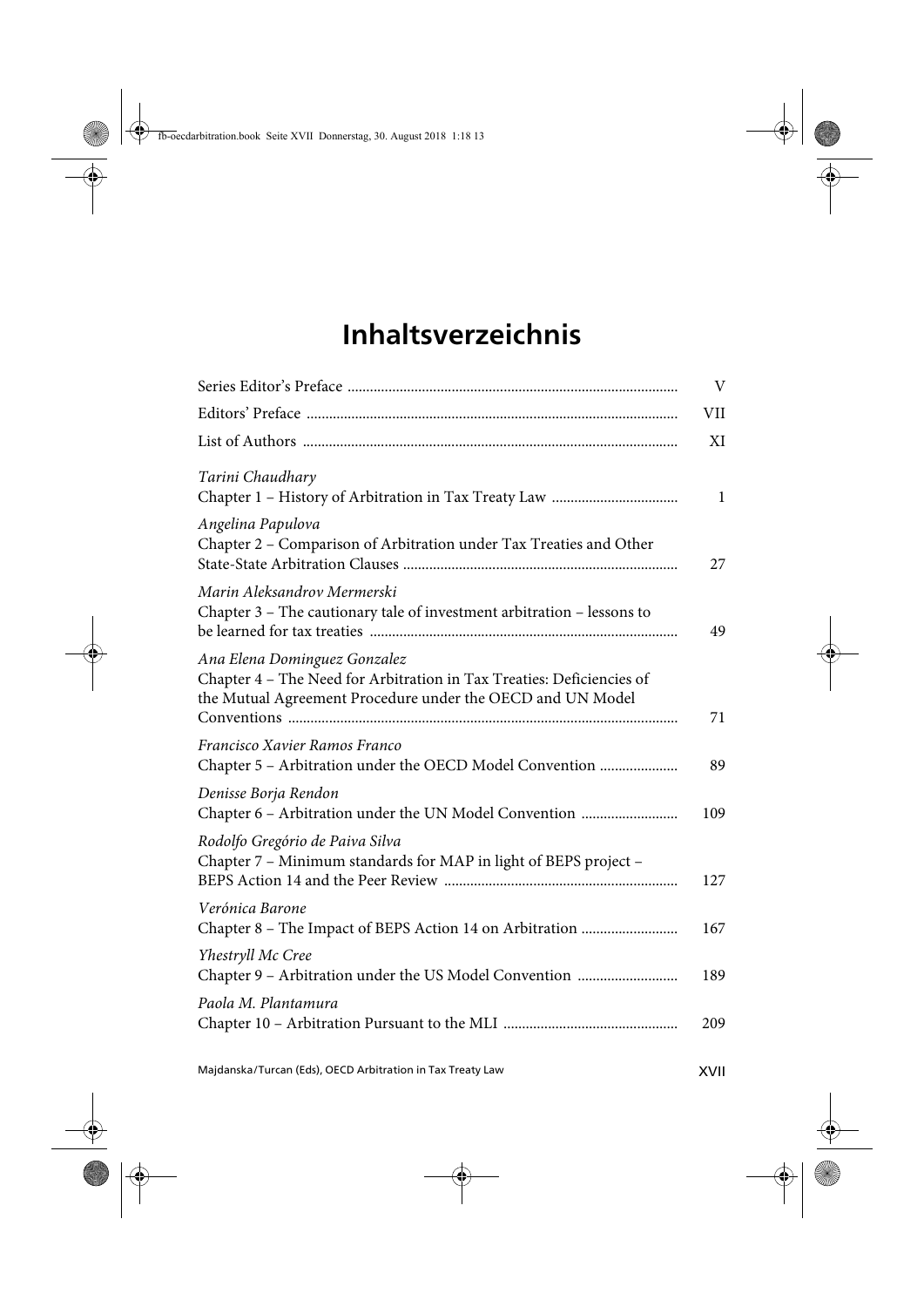# Inhaltsverzeichnis

| | |
|---|---|
| Series Editor's Preface | V |
| Editors' Preface | VII |
| List of Authors | XI |
| *Tarini Chaudhary*<br>Chapter 1 – History of Arbitration in Tax Treaty Law | 1 |
| *Angelina Papulova*<br>Chapter 2 – Comparison of Arbitration under Tax Treaties and Other State-State Arbitration Clauses | 27 |
| *Marin Aleksandrov Mermerski*<br>Chapter 3 – The cautionary tale of investment arbitration – lessons to be learned for tax treaties | 49 |
| *Ana Elena Dominguez Gonzalez*<br>Chapter 4 – The Need for Arbitration in Tax Treaties: Deficiencies of the Mutual Agreement Procedure under the OECD and UN Model Conventions | 71 |
| *Francisco Xavier Ramos Franco*<br>Chapter 5 – Arbitration under the OECD Model Convention | 89 |
| *Denisse Borja Rendon*<br>Chapter 6 – Arbitration under the UN Model Convention | 109 |
| *Rodolfo Gregório de Paiva Silva*<br>Chapter 7 – Minimum standards for MAP in light of BEPS project – BEPS Action 14 and the Peer Review | 127 |
| *Verónica Barone*<br>Chapter 8 – The Impact of BEPS Action 14 on Arbitration | 167 |
| *Yhestryll Mc Cree*<br>Chapter 9 – Arbitration under the US Model Convention | 189 |
| *Paola M. Plantamura*<br>Chapter 10 – Arbitration Pursuant to the MLI | 209 |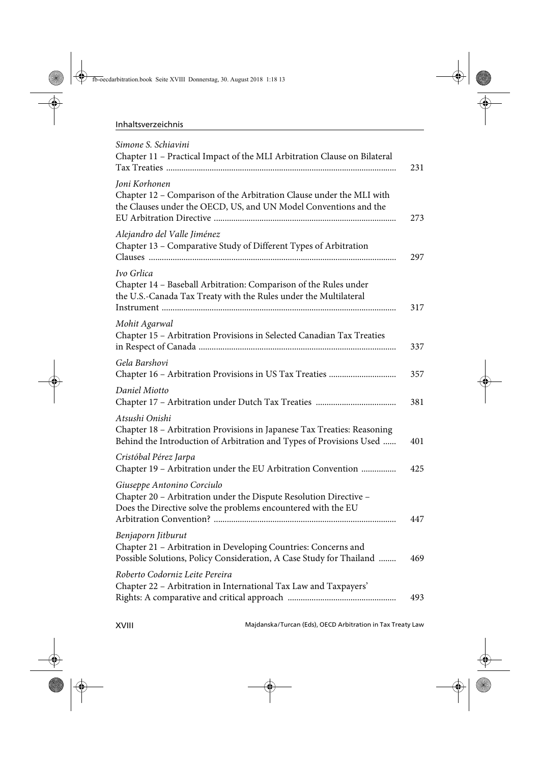*Simone S. Schiavini*
Chapter 11 – Practical Impact of the MLI Arbitration Clause on Bilateral Tax Treaties ........ 231

*Joni Korhonen*
Chapter 12 – Comparison of the Arbitration Clause under the MLI with the Clauses under the OECD, US, and UN Model Conventions and the EU Arbitration Directive ........ 273

*Alejandro del Valle Jiménez*
Chapter 13 – Comparative Study of Different Types of Arbitration Clauses ........ 297

*Ivo Grlica*
Chapter 14 – Baseball Arbitration: Comparison of the Rules under the U.S.-Canada Tax Treaty with the Rules under the Multilateral Instrument ........ 317

*Mohit Agarwal*
Chapter 15 – Arbitration Provisions in Selected Canadian Tax Treaties in Respect of Canada ........ 337

*Gela Barshovi*
Chapter 16 – Arbitration Provisions in US Tax Treaties ........ 357

*Daniel Miotto*
Chapter 17 – Arbitration under Dutch Tax Treaties ........ 381

*Atsushi Onishi*
Chapter 18 – Arbitration Provisions in Japanese Tax Treaties: Reasoning Behind the Introduction of Arbitration and Types of Provisions Used ........ 401

*Cristóbal Pérez Jarpa*
Chapter 19 – Arbitration under the EU Arbitration Convention ........ 425

*Giuseppe Antonino Corciulo*
Chapter 20 – Arbitration under the Dispute Resolution Directive – Does the Directive solve the problems encountered with the EU Arbitration Convention? ........ 447

*Benjaporn Jitburut*
Chapter 21 – Arbitration in Developing Countries: Concerns and Possible Solutions, Policy Consideration, A Case Study for Thailand ........ 469

*Roberto Codorniz Leite Pereira*
Chapter 22 – Arbitration in International Tax Law and Taxpayers' Rights: A comparative and critical approach ........ 493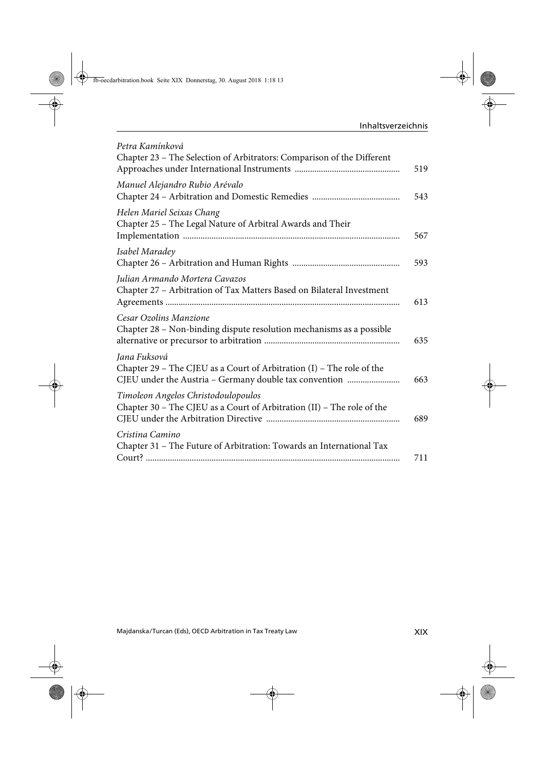*Petra Kamínková*
Chapter 23 – The Selection of Arbitrators: Comparison of the Different Approaches under International Instruments ............................................... 519

*Manuel Alejandro Rubio Arévalo*
Chapter 24 – Arbitration and Domestic Remedies ....................................... 543

*Helen Mariel Seixas Chang*
Chapter 25 – The Legal Nature of Arbitral Awards and Their Implementation ................................................................................................. 567

*Isabel Maradey*
Chapter 26 – Arbitration and Human Rights ................................................ 593

*Julian Armando Mortera Cavazos*
Chapter 27 – Arbitration of Tax Matters Based on Bilateral Investment Agreements .......................................................................................................... 613

*Cesar Ozolins Manzione*
Chapter 28 – Non-binding dispute resolution mechanisms as a possible alternative or precursor to arbitration ............................................................. 635

*Jana Fuksová*
Chapter 29 – The CJEU as a Court of Arbitration (I) – The role of the CJEU under the Austria – Germany double tax convention ........................ 663

*Timoleon Angelos Christodoulopoulos*
Chapter 30 – The CJEU as a Court of Arbitration (II) – The role of the CJEU under the Arbitration Directive ............................................................ 689

*Cristina Camino*
Chapter 31 – The Future of Arbitration: Towards an International Tax Court? .................................................................................................................. 711